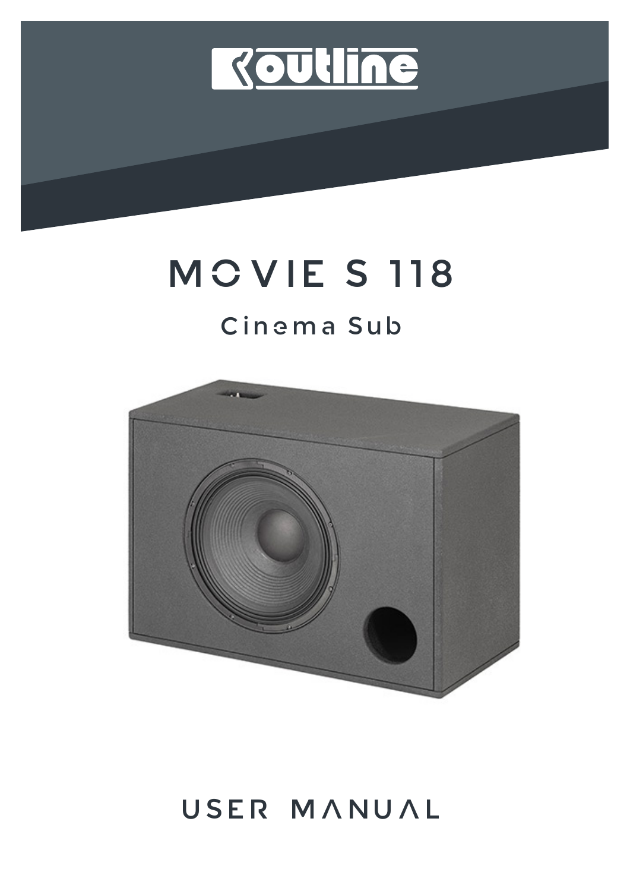# MOVIE S 118

## Cinema Sub

# USER MANUAL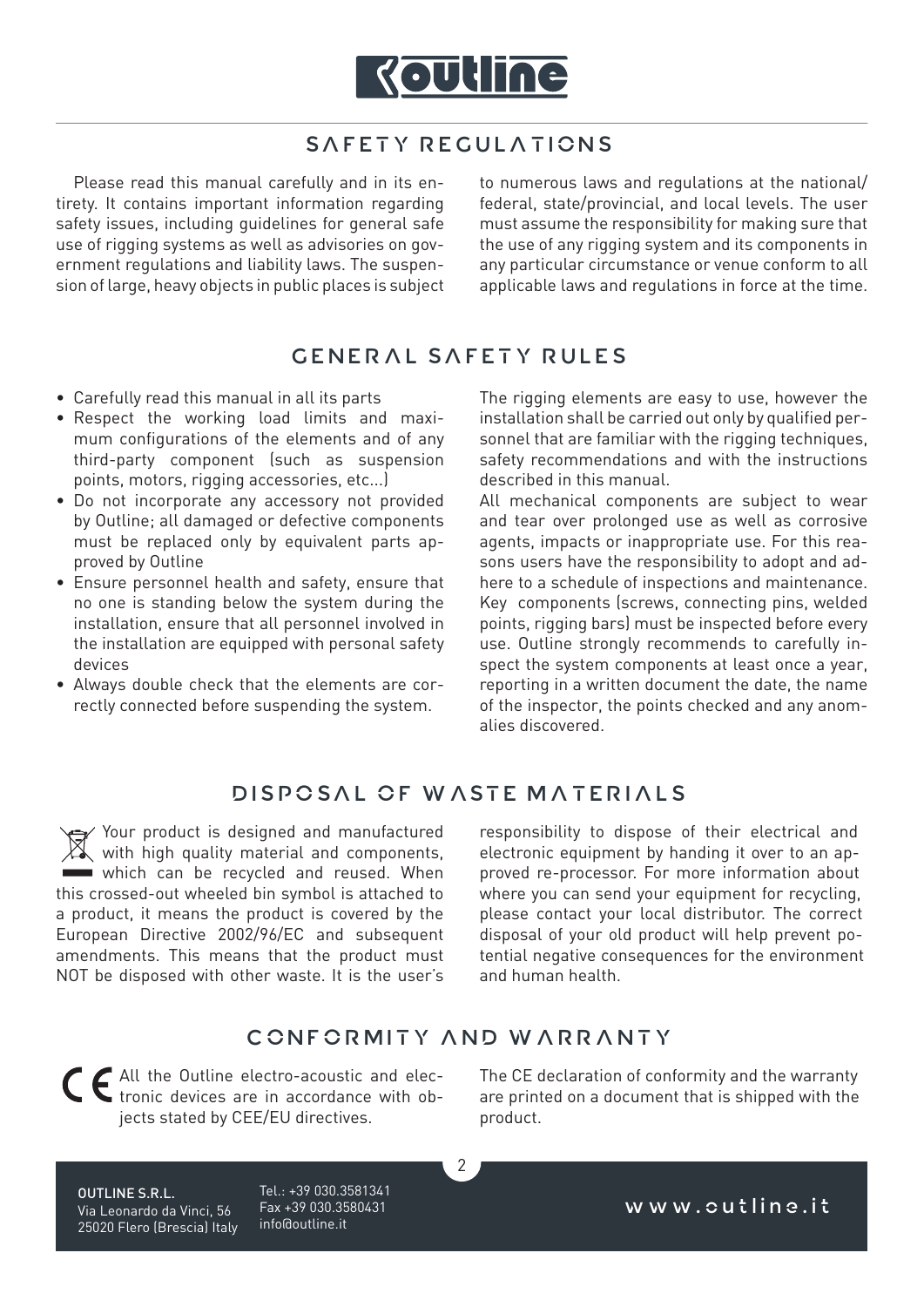## SAFETY REGULATIONS

Please read this manual carefully and in its entirety. It contains important information regarding safety issues, including guidelines for general safe use of rigging systems as well as advisories on government regulations and liability laws. The suspension of large, heavy objects in public places is subject to numerous laws and regulations at the national/federal, state/provincial, and local levels. The user must assume the responsibility for making sure that the use of any rigging system and its components in any particular circumstance or venue conform to all applicable laws and regulations in force at the time.

## GENERAL SAFETY RULES

- Carefully read this manual in all its parts
- Respect the working load limits and maximum configurations of the elements and of any third-party component (such as suspension points, motors, rigging accessories, etc...)
- Do not incorporate any accessory not provided by Outline; all damaged or defective components must be replaced only by equivalent parts approved by Outline
- Ensure personnel health and safety, ensure that no one is standing below the system during the installation, ensure that all personnel involved in the installation are equipped with personal safety devices
- Always double check that the elements are correctly connected before suspending the system.

The rigging elements are easy to use, however the installation shall be carried out only by qualified personnel that are familiar with the rigging techniques, safety recommendations and with the instructions described in this manual.

All mechanical components are subject to wear and tear over prolonged use as well as corrosive agents, impacts or inappropriate use. For this reasons users have the responsibility to adopt and adhere to a schedule of inspections and maintenance. Key components (screws, connecting pins, welded points, rigging bars) must be inspected before every use. Outline strongly recommends to carefully inspect the system components at least once a year, reporting in a written document the date, the name of the inspector, the points checked and any anomalies discovered.

## DISPOSAL OF WASTE MATERIALS

Your product is designed and manufactured with high quality material and components, which can be recycled and reused. When this crossed-out wheeled bin symbol is attached to a product, it means the product is covered by the European Directive 2002/96/EC and subsequent amendments. This means that the product must NOT be disposed with other waste. It is the user's responsibility to dispose of their electrical and electronic equipment by handing it over to an approved re-processor. For more information about where you can send your equipment for recycling, please contact your local distributor. The correct disposal of your old product will help prevent potential negative consequences for the environment and human health.

## CONFORMITY AND WARRANTY

All the Outline electro-acoustic and electronic devices are in accordance with objects stated by CEE/EU directives.

The CE declaration of conformity and the warranty are printed on a document that is shipped with the product.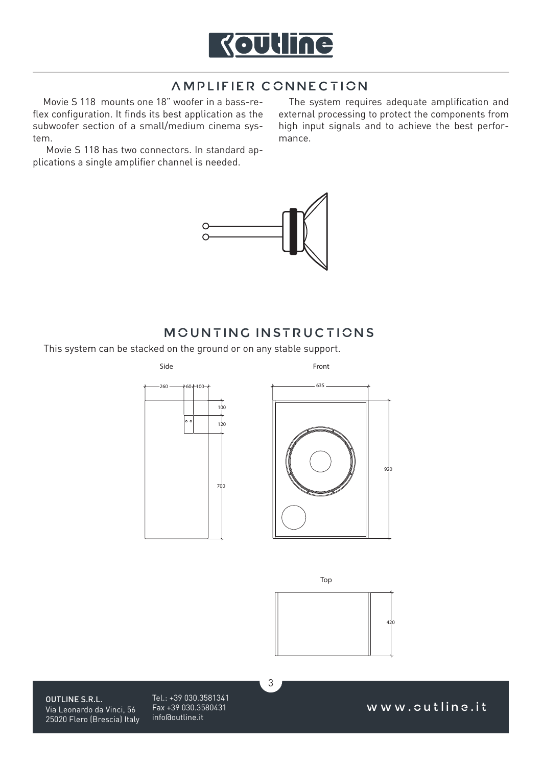## AMPLIFIER CONNECTION

Movie S 118 mounts one 18" woofer in a bass-reflex configuration. It finds its best application as the subwoofer section of a small/medium cinema system.

Movie S 118 has two connectors. In standard applications a single amplifier channel is needed.

The system requires adequate amplification and external processing to protect the components from high input signals and to achieve the best performance.

## MOUNTING INSTRUCTIONS

This system can be stacked on the ground or on any stable support.

Side

260 60 100 100 120 700

Front

635 920

Top

420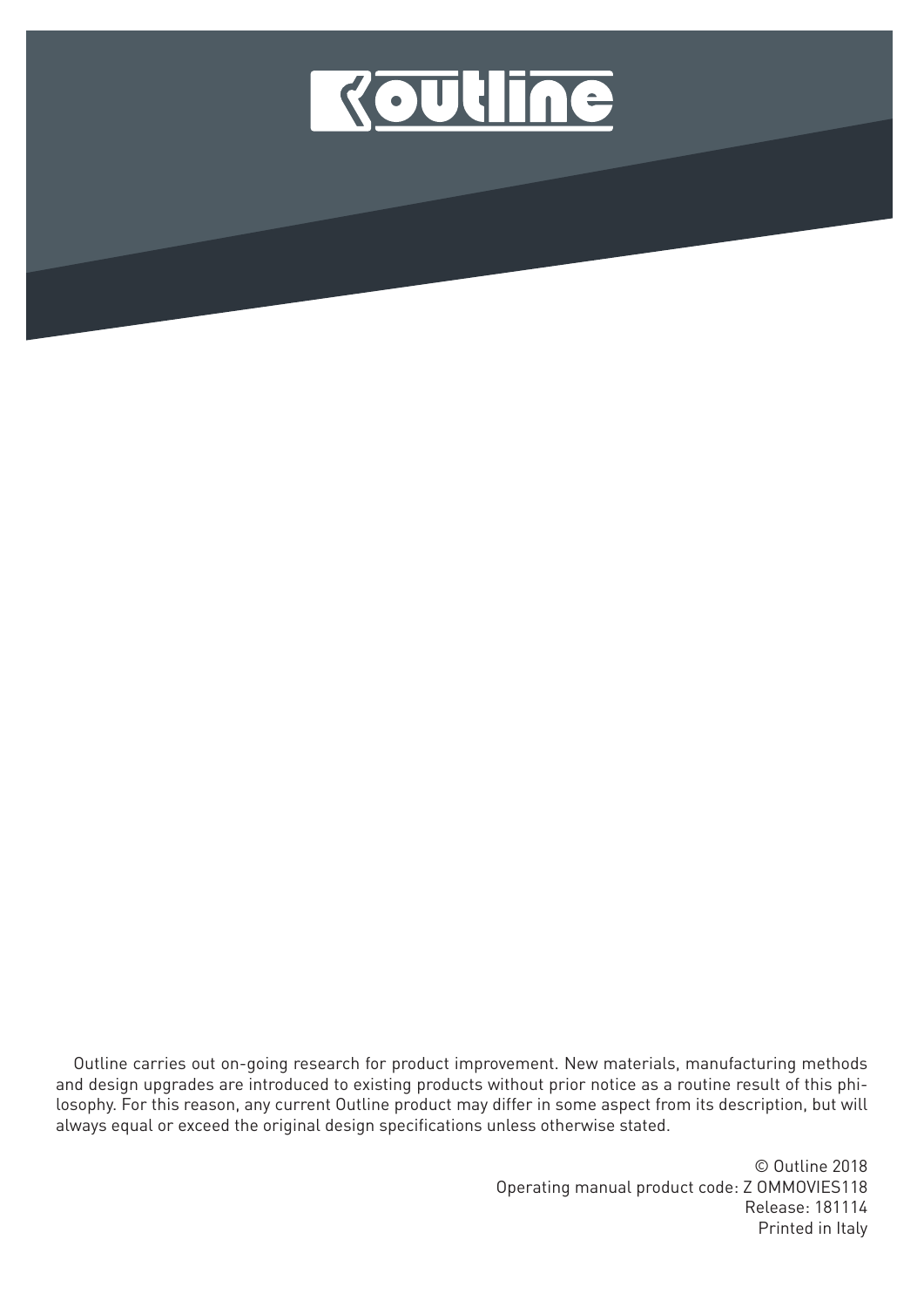Outline carries out on-going research for product improvement. New materials, manufacturing methods and design upgrades are introduced to existing products without prior notice as a routine result of this philosophy. For this reason, any current Outline product may differ in some aspect from its description, but will always equal or exceed the original design specifications unless otherwise stated.

© Outline 2018
Operating manual product code: Z OMMOVIES118
Release: 181114
Printed in Italy